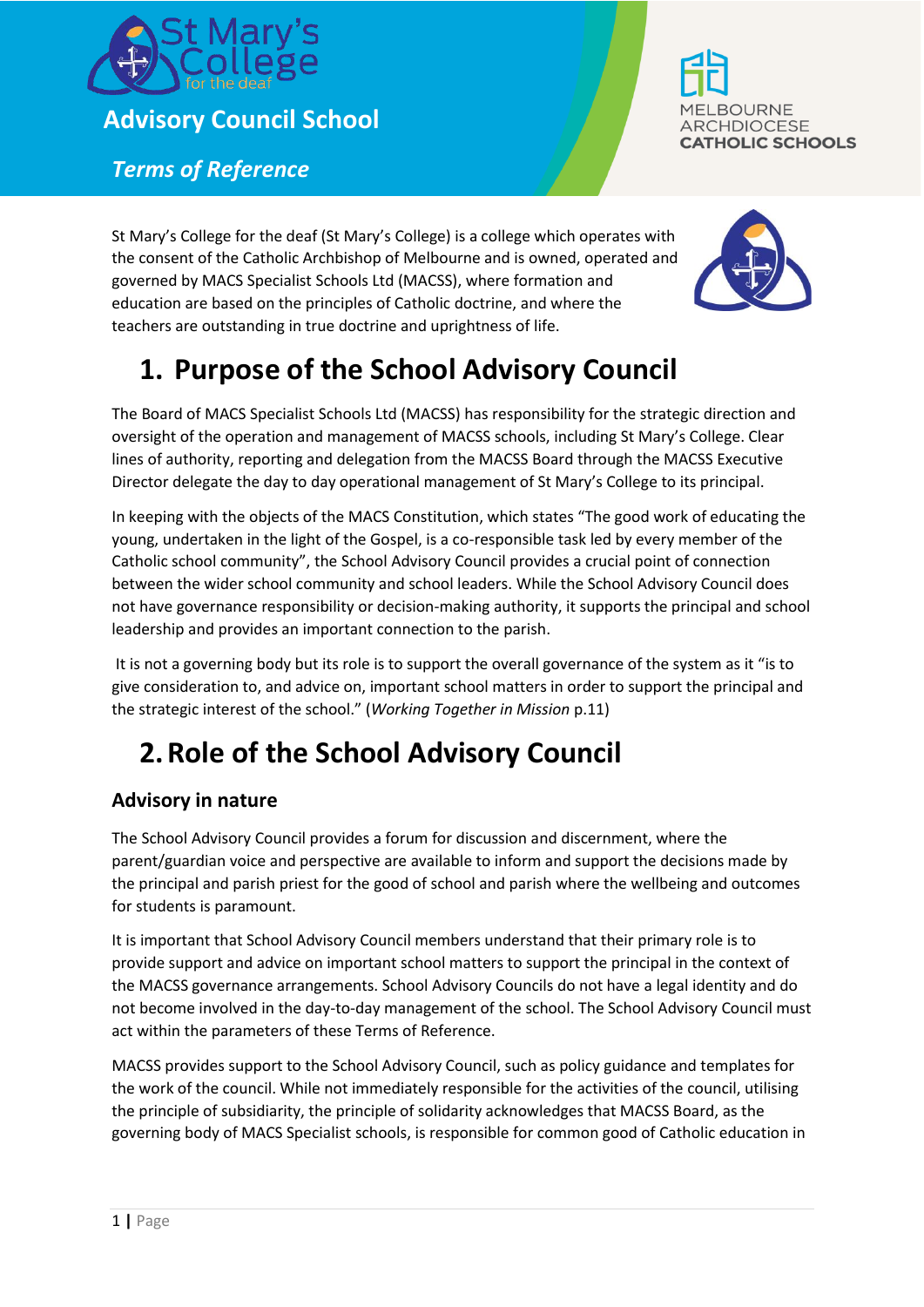# Advisory Council School

## *Terms of Reference*

St Mary's College for the deaf (St Mary's College) is a college which operates with the consent of the Catholic Archbishop of Melbourne and is owned, operated and governed by MACS Specialist Schools Ltd (MACSS), where formation and education are based on the principles of Catholic doctrine, and where the teachers are outstanding in true doctrine and uprightness of life.

# 1. Purpose of the School Advisory Council

The Board of MACS Specialist Schools Ltd (MACSS) has responsibility for the strategic direction and oversight of the operation and management of MACSS schools, including St Mary's College. Clear lines of authority, reporting and delegation from the MACSS Board through the MACSS Executive Director delegate the day to day operational management of St Mary's College to its principal.

In keeping with the objects of the MACS Constitution, which states "The good work of educating the young, undertaken in the light of the Gospel, is a co-responsible task led by every member of the Catholic school community", the School Advisory Council provides a crucial point of connection between the wider school community and school leaders. While the School Advisory Council does not have governance responsibility or decision-making authority, it supports the principal and school leadership and provides an important connection to the parish.

It is not a governing body but its role is to support the overall governance of the system as it "is to give consideration to, and advice on, important school matters in order to support the principal and the strategic interest of the school." (*Working Together in Mission* p.11)

# 2. Role of the School Advisory Council

### Advisory in nature

The School Advisory Council provides a forum for discussion and discernment, where the parent/guardian voice and perspective are available to inform and support the decisions made by the principal and parish priest for the good of school and parish where the wellbeing and outcomes for students is paramount.

It is important that School Advisory Council members understand that their primary role is to provide support and advice on important school matters to support the principal in the context of the MACSS governance arrangements. School Advisory Councils do not have a legal identity and do not become involved in the day-to-day management of the school. The School Advisory Council must act within the parameters of these Terms of Reference.

MACSS provides support to the School Advisory Council, such as policy guidance and templates for the work of the council. While not immediately responsible for the activities of the council, utilising the principle of subsidiarity, the principle of solidarity acknowledges that MACSS Board, as the governing body of MACS Specialist schools, is responsible for common good of Catholic education in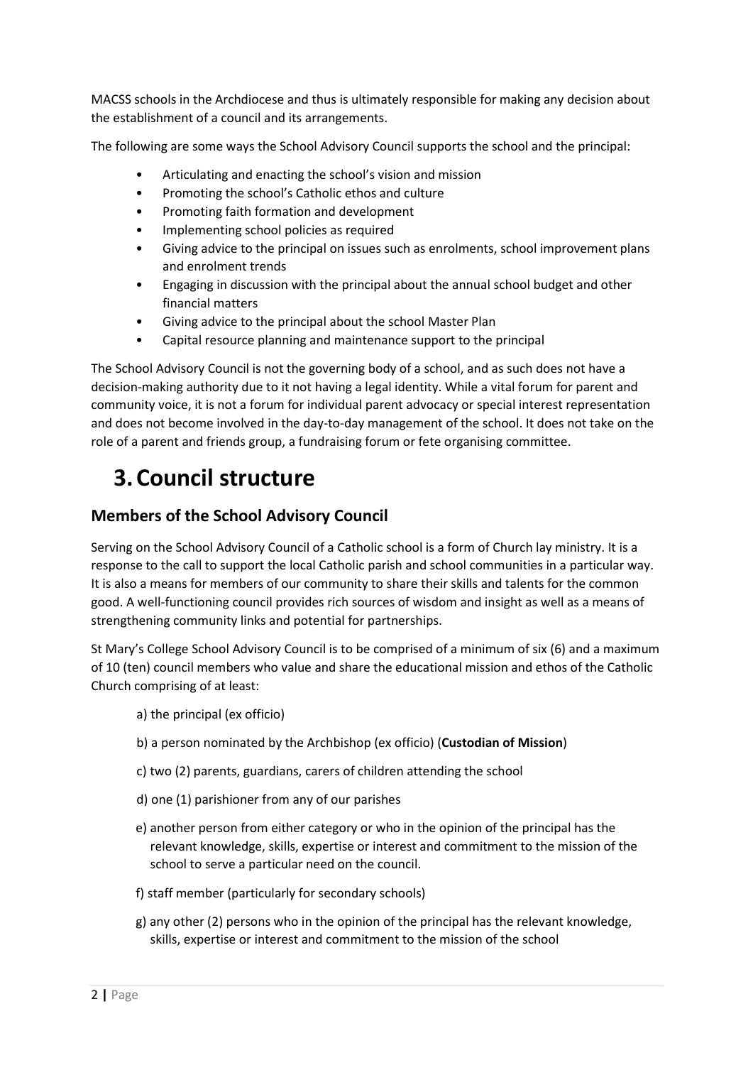MACSS schools in the Archdiocese and thus is ultimately responsible for making any decision about the establishment of a council and its arrangements.

The following are some ways the School Advisory Council supports the school and the principal:

- Articulating and enacting the school's vision and mission
- Promoting the school's Catholic ethos and culture
- Promoting faith formation and development
- Implementing school policies as required
- Giving advice to the principal on issues such as enrolments, school improvement plans and enrolment trends
- Engaging in discussion with the principal about the annual school budget and other financial matters
- Giving advice to the principal about the school Master Plan
- Capital resource planning and maintenance support to the principal

The School Advisory Council is not the governing body of a school, and as such does not have a decision-making authority due to it not having a legal identity. While a vital forum for parent and community voice, it is not a forum for individual parent advocacy or special interest representation and does not become involved in the day-to-day management of the school. It does not take on the role of a parent and friends group, a fundraising forum or fete organising committee.

# 3. Council structure

## Members of the School Advisory Council

Serving on the School Advisory Council of a Catholic school is a form of Church lay ministry. It is a response to the call to support the local Catholic parish and school communities in a particular way. It is also a means for members of our community to share their skills and talents for the common good. A well-functioning council provides rich sources of wisdom and insight as well as a means of strengthening community links and potential for partnerships.

St Mary's College School Advisory Council is to be comprised of a minimum of six (6) and a maximum of 10 (ten) council members who value and share the educational mission and ethos of the Catholic Church comprising of at least:

a) the principal (ex officio)

b) a person nominated by the Archbishop (ex officio) (**Custodian of Mission**)

c) two (2) parents, guardians, carers of children attending the school

d) one (1) parishioner from any of our parishes

e) another person from either category or who in the opinion of the principal has the relevant knowledge, skills, expertise or interest and commitment to the mission of the school to serve a particular need on the council.

f) staff member (particularly for secondary schools)

g) any other (2) persons who in the opinion of the principal has the relevant knowledge, skills, expertise or interest and commitment to the mission of the school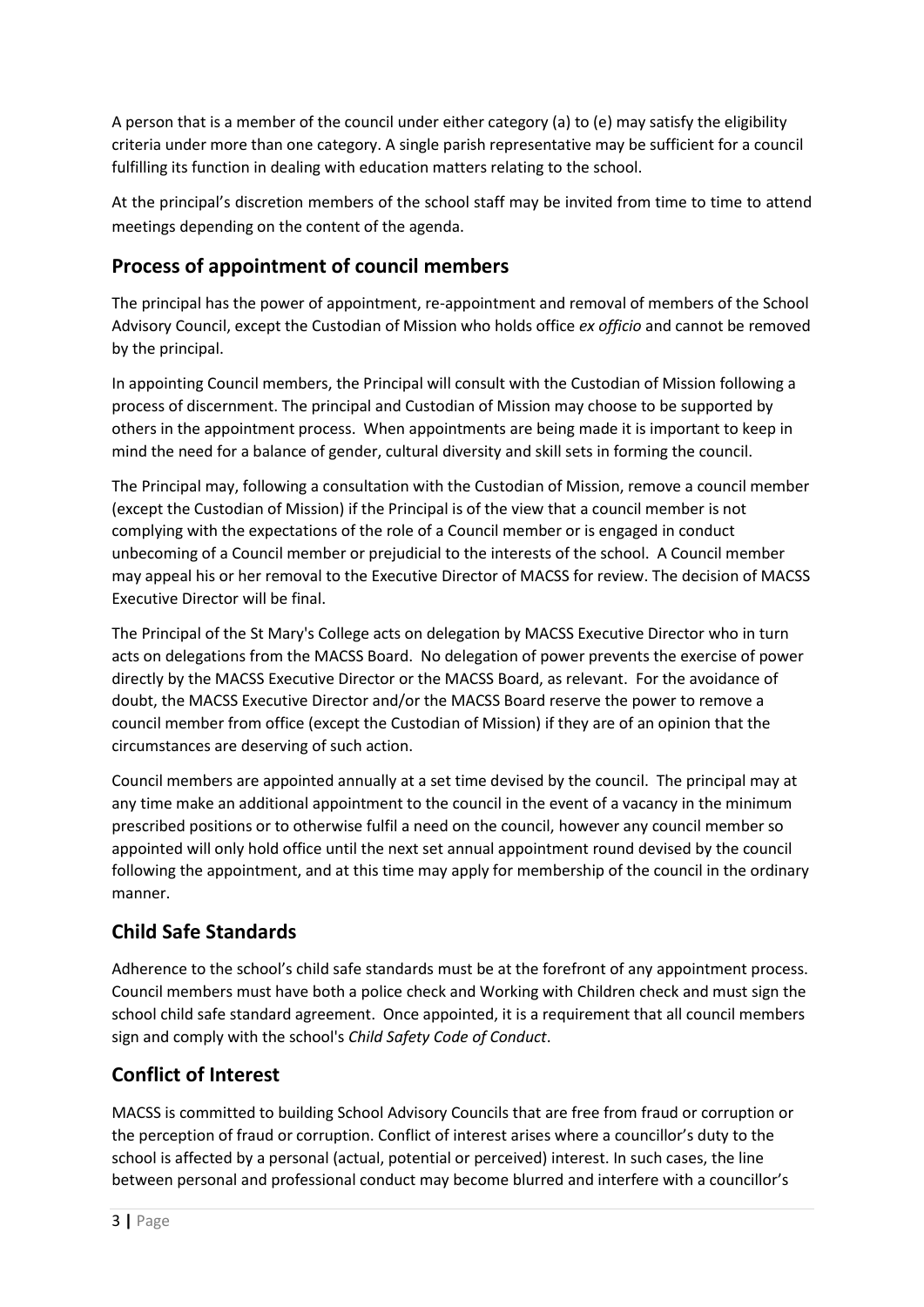A person that is a member of the council under either category (a) to (e) may satisfy the eligibility criteria under more than one category. A single parish representative may be sufficient for a council fulfilling its function in dealing with education matters relating to the school.

At the principal's discretion members of the school staff may be invited from time to time to attend meetings depending on the content of the agenda.

## Process of appointment of council members

The principal has the power of appointment, re-appointment and removal of members of the School Advisory Council, except the Custodian of Mission who holds office *ex officio* and cannot be removed by the principal.

In appointing Council members, the Principal will consult with the Custodian of Mission following a process of discernment. The principal and Custodian of Mission may choose to be supported by others in the appointment process. When appointments are being made it is important to keep in mind the need for a balance of gender, cultural diversity and skill sets in forming the council.

The Principal may, following a consultation with the Custodian of Mission, remove a council member (except the Custodian of Mission) if the Principal is of the view that a council member is not complying with the expectations of the role of a Council member or is engaged in conduct unbecoming of a Council member or prejudicial to the interests of the school. A Council member may appeal his or her removal to the Executive Director of MACSS for review. The decision of MACSS Executive Director will be final.

The Principal of the St Mary's College acts on delegation by MACSS Executive Director who in turn acts on delegations from the MACSS Board. No delegation of power prevents the exercise of power directly by the MACSS Executive Director or the MACSS Board, as relevant. For the avoidance of doubt, the MACSS Executive Director and/or the MACSS Board reserve the power to remove a council member from office (except the Custodian of Mission) if they are of an opinion that the circumstances are deserving of such action.

Council members are appointed annually at a set time devised by the council. The principal may at any time make an additional appointment to the council in the event of a vacancy in the minimum prescribed positions or to otherwise fulfil a need on the council, however any council member so appointed will only hold office until the next set annual appointment round devised by the council following the appointment, and at this time may apply for membership of the council in the ordinary manner.

## Child Safe Standards

Adherence to the school's child safe standards must be at the forefront of any appointment process. Council members must have both a police check and Working with Children check and must sign the school child safe standard agreement. Once appointed, it is a requirement that all council members sign and comply with the school's *Child Safety Code of Conduct*.

## Conflict of Interest

MACSS is committed to building School Advisory Councils that are free from fraud or corruption or the perception of fraud or corruption. Conflict of interest arises where a councillor's duty to the school is affected by a personal (actual, potential or perceived) interest. In such cases, the line between personal and professional conduct may become blurred and interfere with a councillor's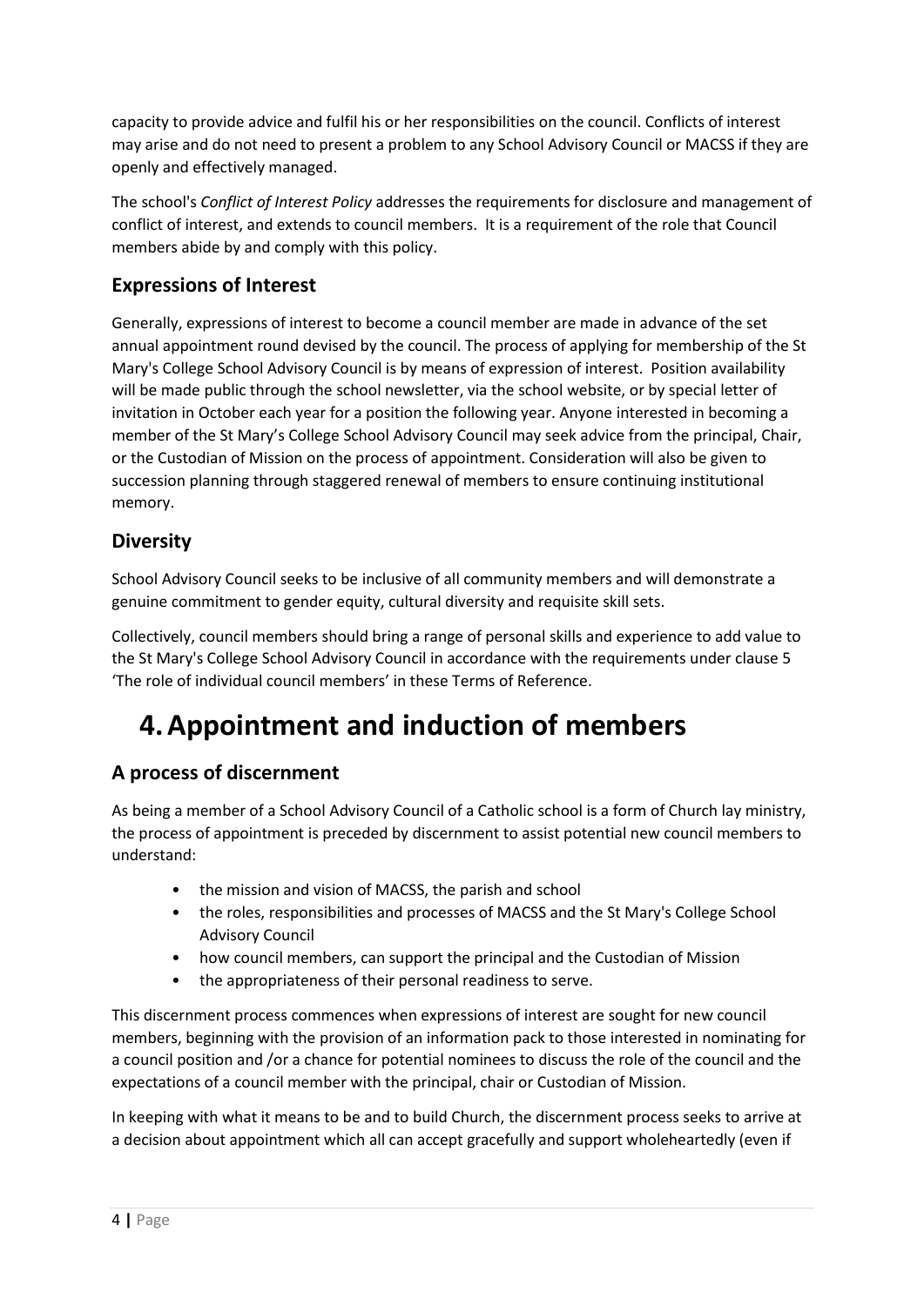capacity to provide advice and fulfil his or her responsibilities on the council. Conflicts of interest may arise and do not need to present a problem to any School Advisory Council or MACSS if they are openly and effectively managed.

The school's *Conflict of Interest Policy* addresses the requirements for disclosure and management of conflict of interest, and extends to council members. It is a requirement of the role that Council members abide by and comply with this policy.

### Expressions of Interest

Generally, expressions of interest to become a council member are made in advance of the set annual appointment round devised by the council. The process of applying for membership of the St Mary's College School Advisory Council is by means of expression of interest. Position availability will be made public through the school newsletter, via the school website, or by special letter of invitation in October each year for a position the following year. Anyone interested in becoming a member of the St Mary's College School Advisory Council may seek advice from the principal, Chair, or the Custodian of Mission on the process of appointment. Consideration will also be given to succession planning through staggered renewal of members to ensure continuing institutional memory.

### Diversity

School Advisory Council seeks to be inclusive of all community members and will demonstrate a genuine commitment to gender equity, cultural diversity and requisite skill sets.

Collectively, council members should bring a range of personal skills and experience to add value to the St Mary's College School Advisory Council in accordance with the requirements under clause 5 'The role of individual council members' in these Terms of Reference.

## 4. Appointment and induction of members

### A process of discernment

As being a member of a School Advisory Council of a Catholic school is a form of Church lay ministry, the process of appointment is preceded by discernment to assist potential new council members to understand:

- the mission and vision of MACSS, the parish and school
- the roles, responsibilities and processes of MACSS and the St Mary's College School Advisory Council
- how council members, can support the principal and the Custodian of Mission
- the appropriateness of their personal readiness to serve.

This discernment process commences when expressions of interest are sought for new council members, beginning with the provision of an information pack to those interested in nominating for a council position and /or a chance for potential nominees to discuss the role of the council and the expectations of a council member with the principal, chair or Custodian of Mission.

In keeping with what it means to be and to build Church, the discernment process seeks to arrive at a decision about appointment which all can accept gracefully and support wholeheartedly (even if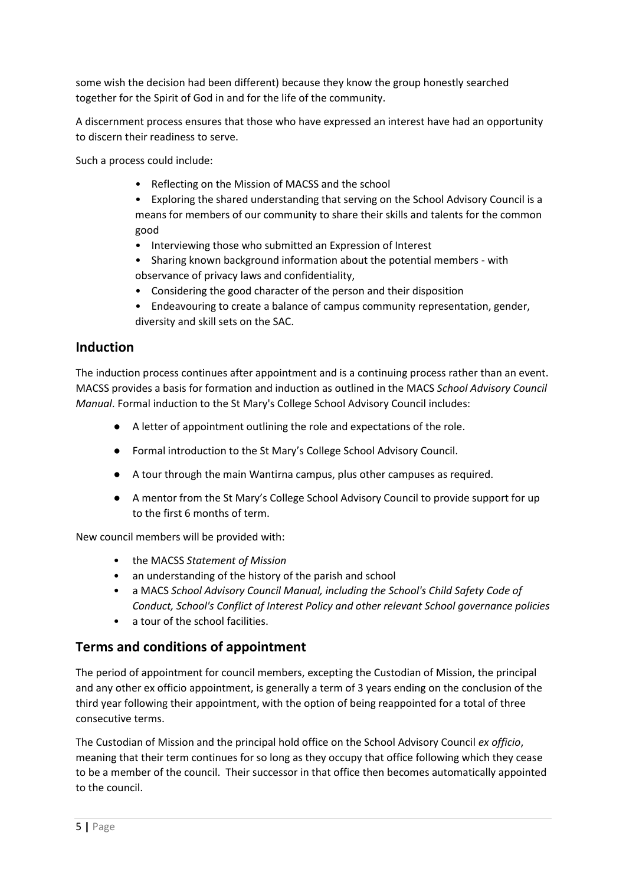some wish the decision had been different) because they know the group honestly searched together for the Spirit of God in and for the life of the community.

A discernment process ensures that those who have expressed an interest have had an opportunity to discern their readiness to serve.

Such a process could include:

- Reflecting on the Mission of MACSS and the school
- Exploring the shared understanding that serving on the School Advisory Council is a means for members of our community to share their skills and talents for the common good
- Interviewing those who submitted an Expression of Interest
- Sharing known background information about the potential members - with observance of privacy laws and confidentiality,
- Considering the good character of the person and their disposition
- Endeavouring to create a balance of campus community representation, gender, diversity and skill sets on the SAC.

## Induction

The induction process continues after appointment and is a continuing process rather than an event. MACSS provides a basis for formation and induction as outlined in the MACS *School Advisory Council Manual*. Formal induction to the St Mary's College School Advisory Council includes:

- A letter of appointment outlining the role and expectations of the role.
- Formal introduction to the St Mary's College School Advisory Council.
- A tour through the main Wantirna campus, plus other campuses as required.
- A mentor from the St Mary's College School Advisory Council to provide support for up to the first 6 months of term.

New council members will be provided with:

- the MACSS *Statement of Mission*
- an understanding of the history of the parish and school
- a MACS *School Advisory Council Manual, including the School's Child Safety Code of Conduct, School's Conflict of Interest Policy and other relevant School governance policies*
- a tour of the school facilities.

## Terms and conditions of appointment

The period of appointment for council members, excepting the Custodian of Mission, the principal and any other ex officio appointment, is generally a term of 3 years ending on the conclusion of the third year following their appointment, with the option of being reappointed for a total of three consecutive terms.

The Custodian of Mission and the principal hold office on the School Advisory Council *ex officio*, meaning that their term continues for so long as they occupy that office following which they cease to be a member of the council. Their successor in that office then becomes automatically appointed to the council.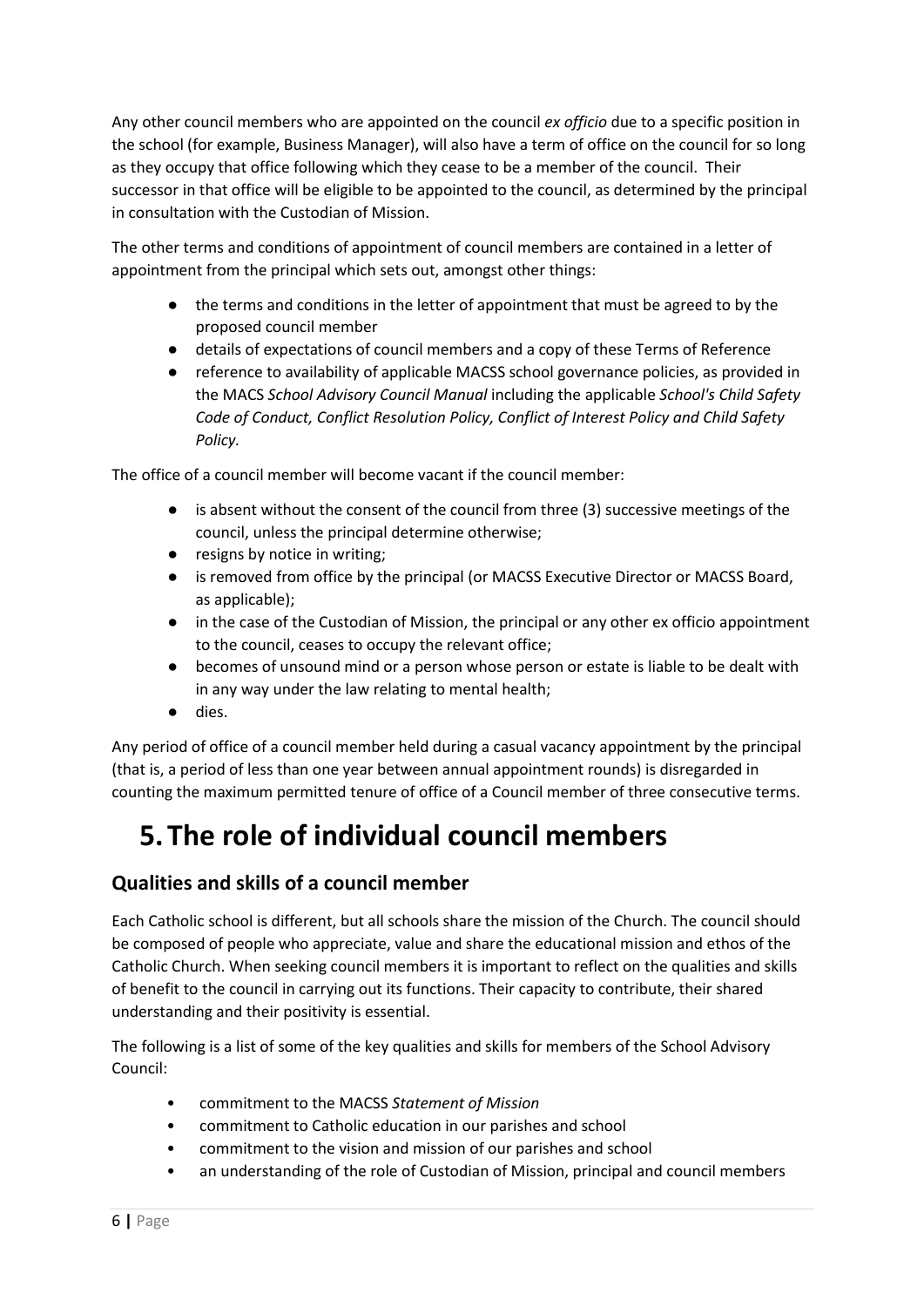Any other council members who are appointed on the council *ex officio* due to a specific position in the school (for example, Business Manager), will also have a term of office on the council for so long as they occupy that office following which they cease to be a member of the council. Their successor in that office will be eligible to be appointed to the council, as determined by the principal in consultation with the Custodian of Mission.

The other terms and conditions of appointment of council members are contained in a letter of appointment from the principal which sets out, amongst other things:

- the terms and conditions in the letter of appointment that must be agreed to by the proposed council member
- details of expectations of council members and a copy of these Terms of Reference
- reference to availability of applicable MACSS school governance policies, as provided in the MACS *School Advisory Council Manual* including the applicable *School's Child Safety Code of Conduct, Conflict Resolution Policy, Conflict of Interest Policy and Child Safety Policy.*

The office of a council member will become vacant if the council member:

- is absent without the consent of the council from three (3) successive meetings of the council, unless the principal determine otherwise;
- resigns by notice in writing;
- is removed from office by the principal (or MACSS Executive Director or MACSS Board, as applicable);
- in the case of the Custodian of Mission, the principal or any other ex officio appointment to the council, ceases to occupy the relevant office;
- becomes of unsound mind or a person whose person or estate is liable to be dealt with in any way under the law relating to mental health;
- dies.

Any period of office of a council member held during a casual vacancy appointment by the principal (that is, a period of less than one year between annual appointment rounds) is disregarded in counting the maximum permitted tenure of office of a Council member of three consecutive terms.

# 5. The role of individual council members

## Qualities and skills of a council member

Each Catholic school is different, but all schools share the mission of the Church. The council should be composed of people who appreciate, value and share the educational mission and ethos of the Catholic Church. When seeking council members it is important to reflect on the qualities and skills of benefit to the council in carrying out its functions. Their capacity to contribute, their shared understanding and their positivity is essential.

The following is a list of some of the key qualities and skills for members of the School Advisory Council:

- commitment to the MACSS *Statement of Mission*
- commitment to Catholic education in our parishes and school
- commitment to the vision and mission of our parishes and school
- an understanding of the role of Custodian of Mission, principal and council members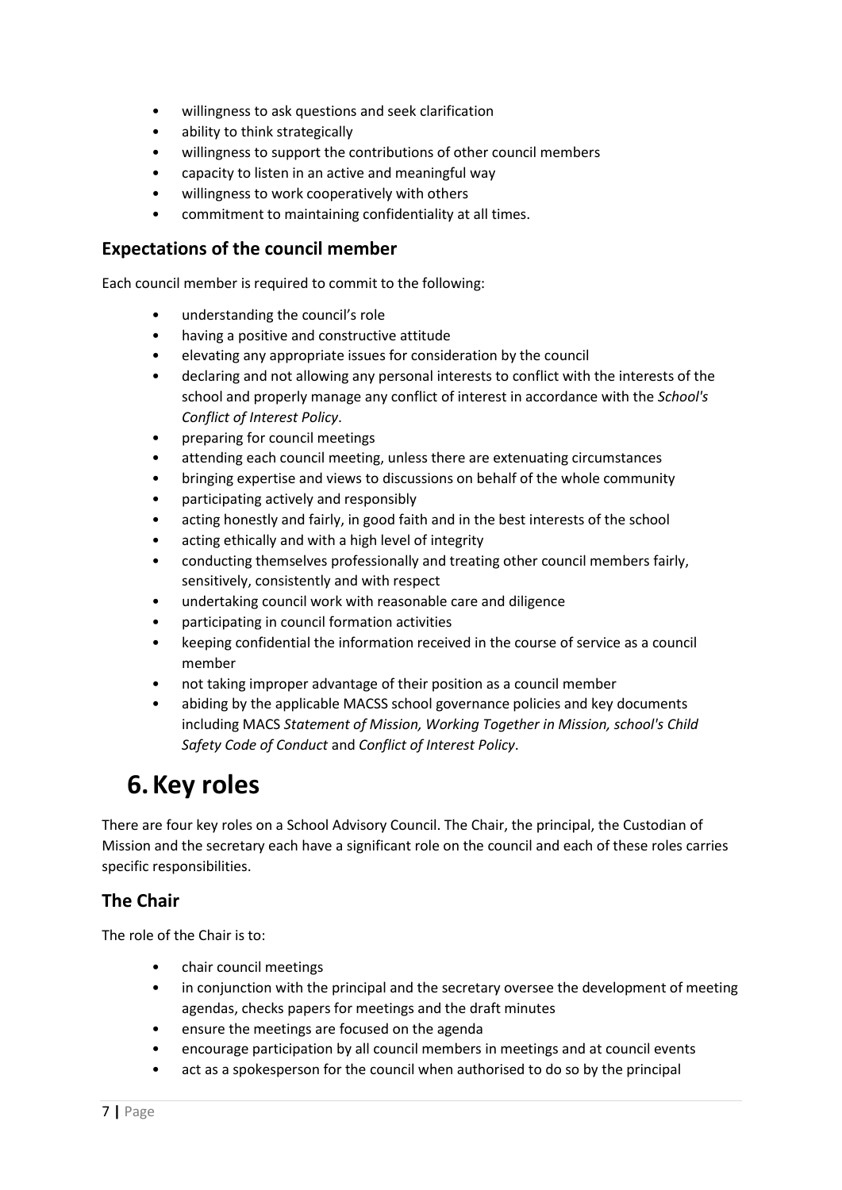- willingness to ask questions and seek clarification
- ability to think strategically
- willingness to support the contributions of other council members
- capacity to listen in an active and meaningful way
- willingness to work cooperatively with others
- commitment to maintaining confidentiality at all times.

### Expectations of the council member

Each council member is required to commit to the following:

- understanding the council's role
- having a positive and constructive attitude
- elevating any appropriate issues for consideration by the council
- declaring and not allowing any personal interests to conflict with the interests of the school and properly manage any conflict of interest in accordance with the *School's Conflict of Interest Policy*.
- preparing for council meetings
- attending each council meeting, unless there are extenuating circumstances
- bringing expertise and views to discussions on behalf of the whole community
- participating actively and responsibly
- acting honestly and fairly, in good faith and in the best interests of the school
- acting ethically and with a high level of integrity
- conducting themselves professionally and treating other council members fairly, sensitively, consistently and with respect
- undertaking council work with reasonable care and diligence
- participating in council formation activities
- keeping confidential the information received in the course of service as a council member
- not taking improper advantage of their position as a council member
- abiding by the applicable MACSS school governance policies and key documents including MACS *Statement of Mission, Working Together in Mission, school's Child Safety Code of Conduct* and *Conflict of Interest Policy*.

# 6. Key roles

There are four key roles on a School Advisory Council. The Chair, the principal, the Custodian of Mission and the secretary each have a significant role on the council and each of these roles carries specific responsibilities.

### The Chair

The role of the Chair is to:

- chair council meetings
- in conjunction with the principal and the secretary oversee the development of meeting agendas, checks papers for meetings and the draft minutes
- ensure the meetings are focused on the agenda
- encourage participation by all council members in meetings and at council events
- act as a spokesperson for the council when authorised to do so by the principal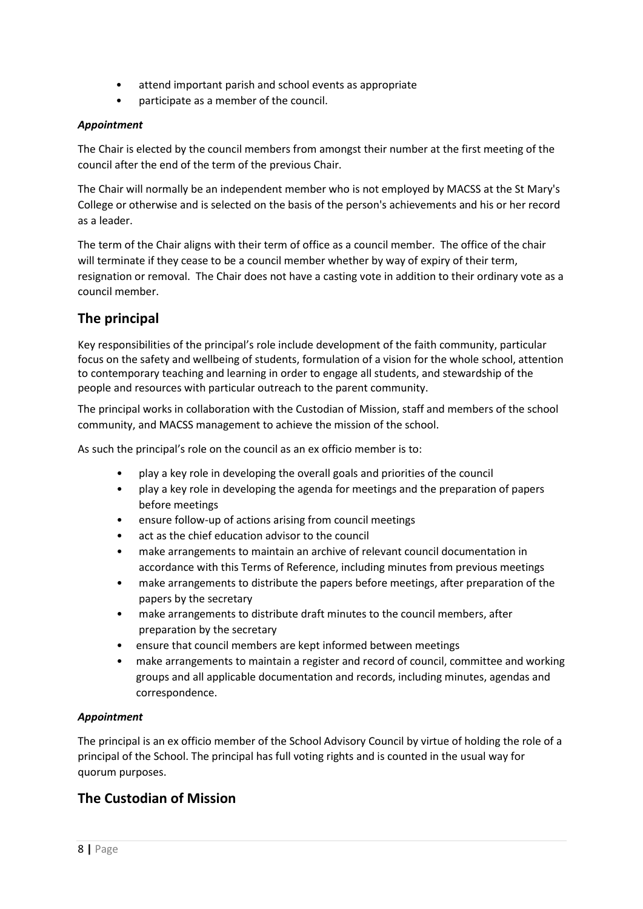- attend important parish and school events as appropriate
- participate as a member of the council.

***Appointment***

The Chair is elected by the council members from amongst their number at the first meeting of the council after the end of the term of the previous Chair.

The Chair will normally be an independent member who is not employed by MACSS at the St Mary's College or otherwise and is selected on the basis of the person's achievements and his or her record as a leader.

The term of the Chair aligns with their term of office as a council member. The office of the chair will terminate if they cease to be a council member whether by way of expiry of their term, resignation or removal. The Chair does not have a casting vote in addition to their ordinary vote as a council member.

## The principal

Key responsibilities of the principal's role include development of the faith community, particular focus on the safety and wellbeing of students, formulation of a vision for the whole school, attention to contemporary teaching and learning in order to engage all students, and stewardship of the people and resources with particular outreach to the parent community.

The principal works in collaboration with the Custodian of Mission, staff and members of the school community, and MACSS management to achieve the mission of the school.

As such the principal's role on the council as an ex officio member is to:

- play a key role in developing the overall goals and priorities of the council
- play a key role in developing the agenda for meetings and the preparation of papers before meetings
- ensure follow-up of actions arising from council meetings
- act as the chief education advisor to the council
- make arrangements to maintain an archive of relevant council documentation in accordance with this Terms of Reference, including minutes from previous meetings
- make arrangements to distribute the papers before meetings, after preparation of the papers by the secretary
- make arrangements to distribute draft minutes to the council members, after preparation by the secretary
- ensure that council members are kept informed between meetings
- make arrangements to maintain a register and record of council, committee and working groups and all applicable documentation and records, including minutes, agendas and correspondence.

***Appointment***

The principal is an ex officio member of the School Advisory Council by virtue of holding the role of a principal of the School. The principal has full voting rights and is counted in the usual way for quorum purposes.

## The Custodian of Mission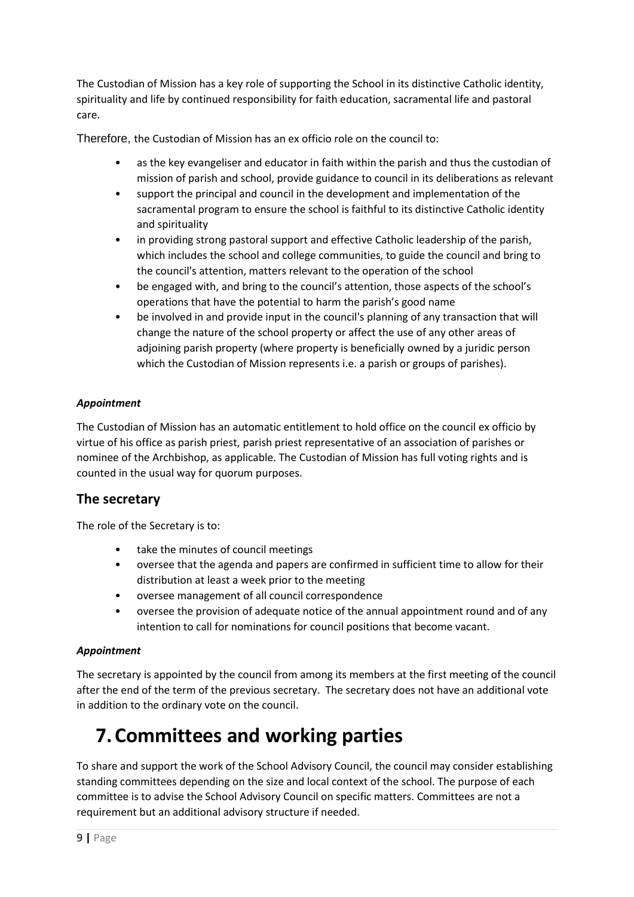The Custodian of Mission has a key role of supporting the School in its distinctive Catholic identity, spirituality and life by continued responsibility for faith education, sacramental life and pastoral care.

Therefore, the Custodian of Mission has an ex officio role on the council to:

- as the key evangeliser and educator in faith within the parish and thus the custodian of mission of parish and school, provide guidance to council in its deliberations as relevant
- support the principal and council in the development and implementation of the sacramental program to ensure the school is faithful to its distinctive Catholic identity and spirituality
- in providing strong pastoral support and effective Catholic leadership of the parish, which includes the school and college communities, to guide the council and bring to the council's attention, matters relevant to the operation of the school
- be engaged with, and bring to the council's attention, those aspects of the school's operations that have the potential to harm the parish's good name
- be involved in and provide input in the council's planning of any transaction that will change the nature of the school property or affect the use of any other areas of adjoining parish property (where property is beneficially owned by a juridic person which the Custodian of Mission represents i.e. a parish or groups of parishes).

***Appointment***

The Custodian of Mission has an automatic entitlement to hold office on the council ex officio by virtue of his office as parish priest, parish priest representative of an association of parishes or nominee of the Archbishop, as applicable. The Custodian of Mission has full voting rights and is counted in the usual way for quorum purposes.

## The secretary

The role of the Secretary is to:

- take the minutes of council meetings
- oversee that the agenda and papers are confirmed in sufficient time to allow for their distribution at least a week prior to the meeting
- oversee management of all council correspondence
- oversee the provision of adequate notice of the annual appointment round and of any intention to call for nominations for council positions that become vacant.

***Appointment***

The secretary is appointed by the council from among its members at the first meeting of the council after the end of the term of the previous secretary. The secretary does not have an additional vote in addition to the ordinary vote on the council.

# 7. Committees and working parties

To share and support the work of the School Advisory Council, the council may consider establishing standing committees depending on the size and local context of the school. The purpose of each committee is to advise the School Advisory Council on specific matters. Committees are not a requirement but an additional advisory structure if needed.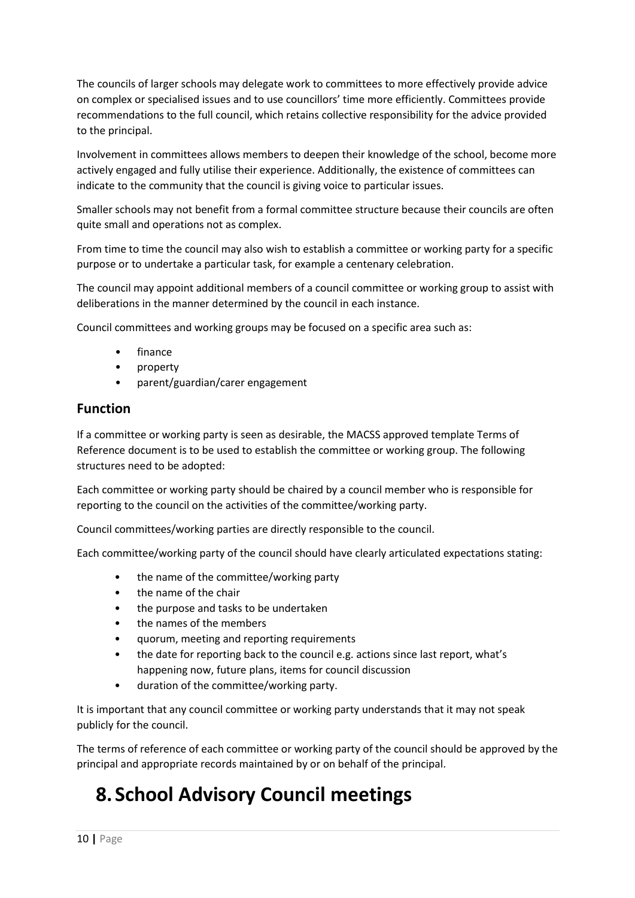The councils of larger schools may delegate work to committees to more effectively provide advice on complex or specialised issues and to use councillors' time more efficiently. Committees provide recommendations to the full council, which retains collective responsibility for the advice provided to the principal.

Involvement in committees allows members to deepen their knowledge of the school, become more actively engaged and fully utilise their experience. Additionally, the existence of committees can indicate to the community that the council is giving voice to particular issues.

Smaller schools may not benefit from a formal committee structure because their councils are often quite small and operations not as complex.

From time to time the council may also wish to establish a committee or working party for a specific purpose or to undertake a particular task, for example a centenary celebration.

The council may appoint additional members of a council committee or working group to assist with deliberations in the manner determined by the council in each instance.

Council committees and working groups may be focused on a specific area such as:

- finance
- property
- parent/guardian/carer engagement

## Function

If a committee or working party is seen as desirable, the MACSS approved template Terms of Reference document is to be used to establish the committee or working group. The following structures need to be adopted:

Each committee or working party should be chaired by a council member who is responsible for reporting to the council on the activities of the committee/working party.

Council committees/working parties are directly responsible to the council.

Each committee/working party of the council should have clearly articulated expectations stating:

- the name of the committee/working party
- the name of the chair
- the purpose and tasks to be undertaken
- the names of the members
- quorum, meeting and reporting requirements
- the date for reporting back to the council e.g. actions since last report, what's happening now, future plans, items for council discussion
- duration of the committee/working party.

It is important that any council committee or working party understands that it may not speak publicly for the council.

The terms of reference of each committee or working party of the council should be approved by the principal and appropriate records maintained by or on behalf of the principal.

# 8. School Advisory Council meetings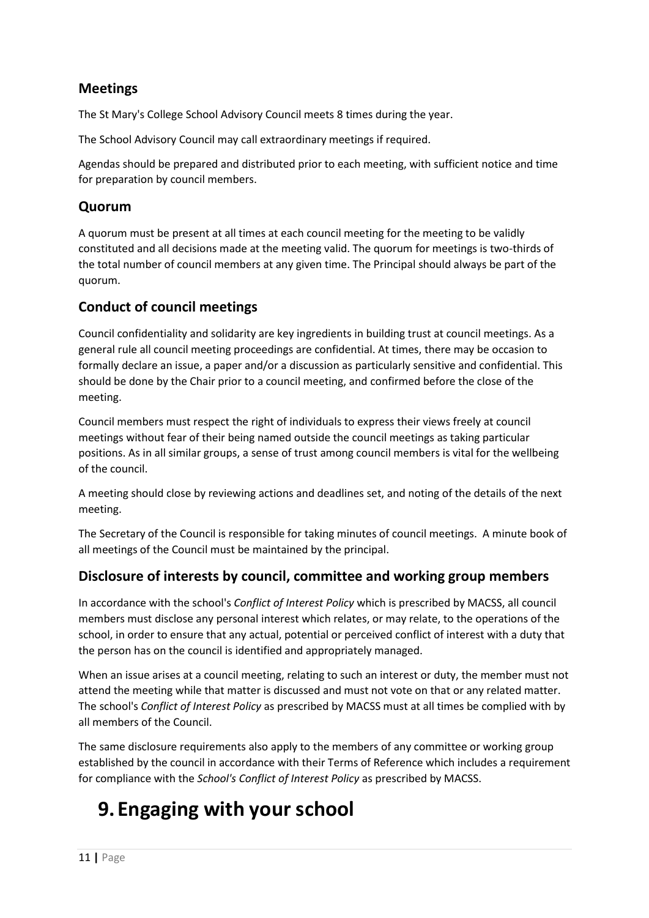## Meetings

The St Mary's College School Advisory Council meets 8 times during the year.

The School Advisory Council may call extraordinary meetings if required.

Agendas should be prepared and distributed prior to each meeting, with sufficient notice and time for preparation by council members.

## Quorum

A quorum must be present at all times at each council meeting for the meeting to be validly constituted and all decisions made at the meeting valid. The quorum for meetings is two-thirds of the total number of council members at any given time. The Principal should always be part of the quorum.

## Conduct of council meetings

Council confidentiality and solidarity are key ingredients in building trust at council meetings. As a general rule all council meeting proceedings are confidential. At times, there may be occasion to formally declare an issue, a paper and/or a discussion as particularly sensitive and confidential. This should be done by the Chair prior to a council meeting, and confirmed before the close of the meeting.

Council members must respect the right of individuals to express their views freely at council meetings without fear of their being named outside the council meetings as taking particular positions. As in all similar groups, a sense of trust among council members is vital for the wellbeing of the council.

A meeting should close by reviewing actions and deadlines set, and noting of the details of the next meeting.

The Secretary of the Council is responsible for taking minutes of council meetings. A minute book of all meetings of the Council must be maintained by the principal.

## Disclosure of interests by council, committee and working group members

In accordance with the school's *Conflict of Interest Policy* which is prescribed by MACSS, all council members must disclose any personal interest which relates, or may relate, to the operations of the school, in order to ensure that any actual, potential or perceived conflict of interest with a duty that the person has on the council is identified and appropriately managed.

When an issue arises at a council meeting, relating to such an interest or duty, the member must not attend the meeting while that matter is discussed and must not vote on that or any related matter. The school's *Conflict of Interest Policy* as prescribed by MACSS must at all times be complied with by all members of the Council.

The same disclosure requirements also apply to the members of any committee or working group established by the council in accordance with their Terms of Reference which includes a requirement for compliance with the *School's Conflict of Interest Policy* as prescribed by MACSS.

# 9. Engaging with your school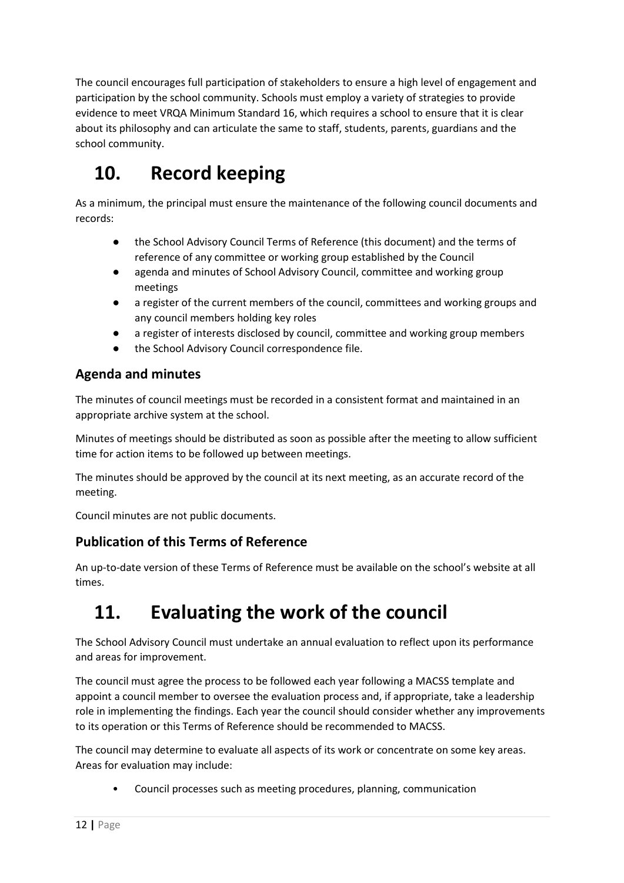The council encourages full participation of stakeholders to ensure a high level of engagement and participation by the school community. Schools must employ a variety of strategies to provide evidence to meet VRQA Minimum Standard 16, which requires a school to ensure that it is clear about its philosophy and can articulate the same to staff, students, parents, guardians and the school community.

# 10. Record keeping

As a minimum, the principal must ensure the maintenance of the following council documents and records:

- the School Advisory Council Terms of Reference (this document) and the terms of reference of any committee or working group established by the Council
- agenda and minutes of School Advisory Council, committee and working group meetings
- a register of the current members of the council, committees and working groups and any council members holding key roles
- a register of interests disclosed by council, committee and working group members
- the School Advisory Council correspondence file.

## Agenda and minutes

The minutes of council meetings must be recorded in a consistent format and maintained in an appropriate archive system at the school.

Minutes of meetings should be distributed as soon as possible after the meeting to allow sufficient time for action items to be followed up between meetings.

The minutes should be approved by the council at its next meeting, as an accurate record of the meeting.

Council minutes are not public documents.

## Publication of this Terms of Reference

An up-to-date version of these Terms of Reference must be available on the school's website at all times.

# 11. Evaluating the work of the council

The School Advisory Council must undertake an annual evaluation to reflect upon its performance and areas for improvement.

The council must agree the process to be followed each year following a MACSS template and appoint a council member to oversee the evaluation process and, if appropriate, take a leadership role in implementing the findings. Each year the council should consider whether any improvements to its operation or this Terms of Reference should be recommended to MACSS.

The council may determine to evaluate all aspects of its work or concentrate on some key areas. Areas for evaluation may include:

- Council processes such as meeting procedures, planning, communication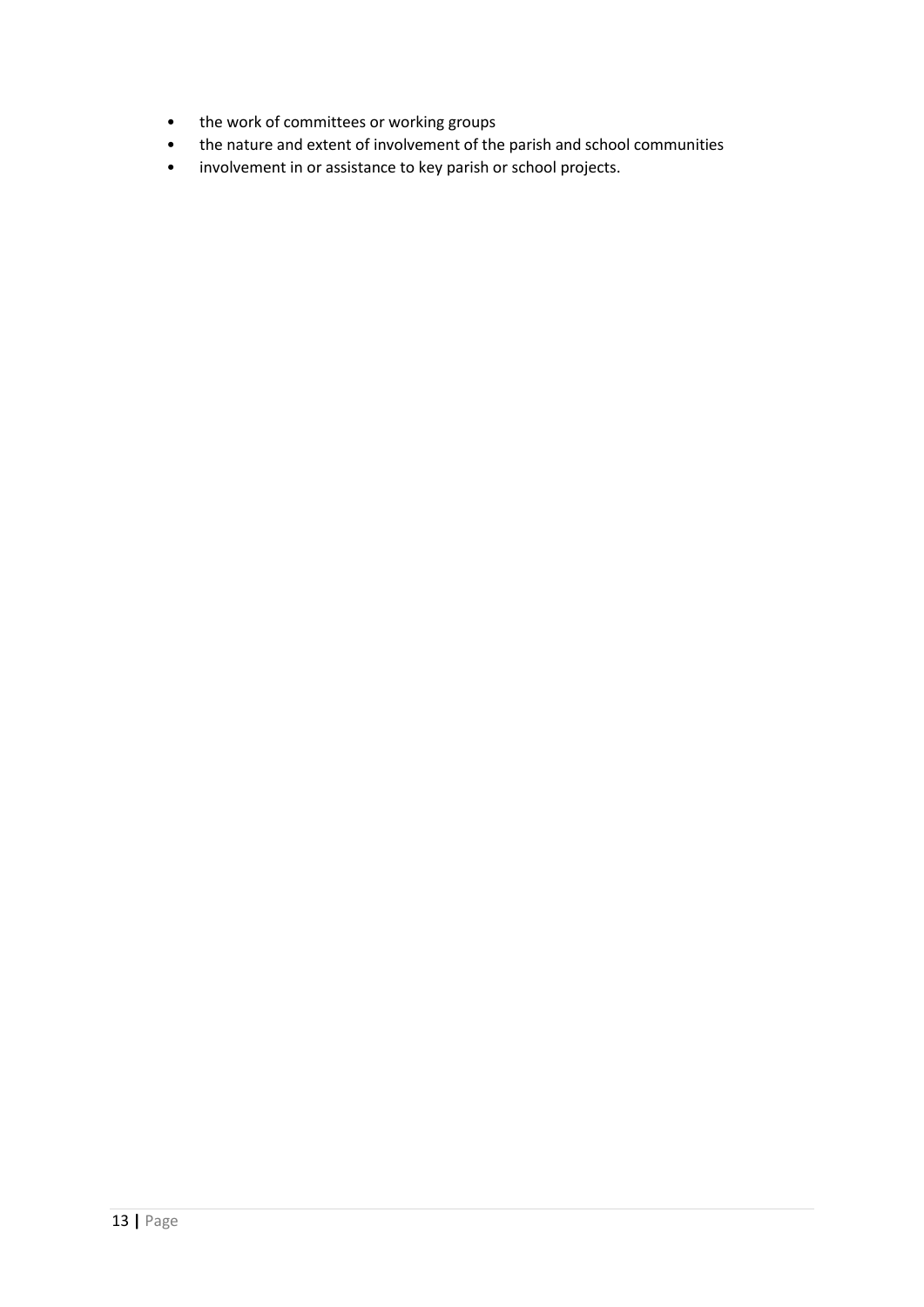- the work of committees or working groups
- the nature and extent of involvement of the parish and school communities
- involvement in or assistance to key parish or school projects.